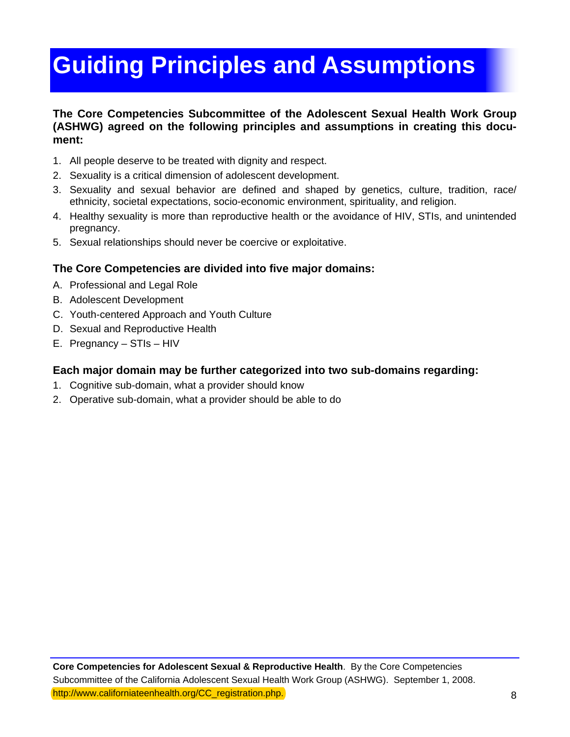# Guiding Principles and Assumptions

**The Core Competencies Subcommittee of the Adolescent Sexual Health Work Group (ASHWG) agreed on the following principles and assumptions in creating this document:**

1. All people deserve to be treated with dignity and respect.
2. Sexuality is a critical dimension of adolescent development.
3. Sexuality and sexual behavior are defined and shaped by genetics, culture, tradition, race/ethnicity, societal expectations, socio-economic environment, spirituality, and religion.
4. Healthy sexuality is more than reproductive health or the avoidance of HIV, STIs, and unintended pregnancy.
5. Sexual relationships should never be coercive or exploitative.

### The Core Competencies are divided into five major domains:

A. Professional and Legal Role
B. Adolescent Development
C. Youth-centered Approach and Youth Culture
D. Sexual and Reproductive Health
E. Pregnancy – STIs – HIV

### Each major domain may be further categorized into two sub-domains regarding:

1. Cognitive sub-domain, what a provider should know
2. Operative sub-domain, what a provider should be able to do

**Core Competencies for Adolescent Sexual & Reproductive Health**. By the Core Competencies Subcommittee of the California Adolescent Sexual Health Work Group (ASHWG). September 1, 2008. http://www.californiateenhealth.org/CC_registration.php.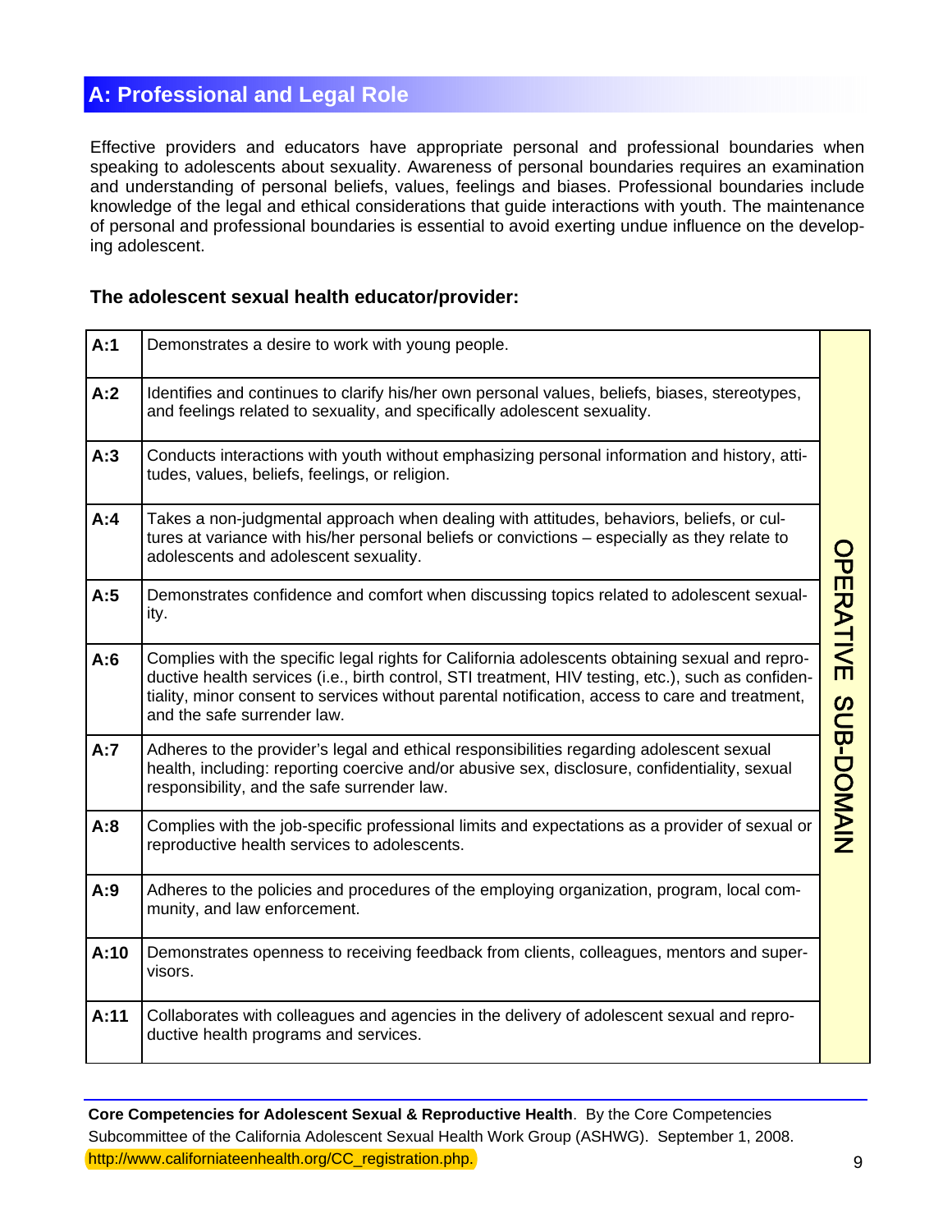## A: Professional and Legal Role

Effective providers and educators have appropriate personal and professional boundaries when speaking to adolescents about sexuality. Awareness of personal boundaries requires an examination and understanding of personal beliefs, values, feelings and biases. Professional boundaries include knowledge of the legal and ethical considerations that guide interactions with youth. The maintenance of personal and professional boundaries is essential to avoid exerting undue influence on the developing adolescent.

**The adolescent sexual health educator/provider:**

| | | |
|---|---|---|
| **A:1** | Demonstrates a desire to work with young people. | OPERATIVE SUB-DOMAIN |
| **A:2** | Identifies and continues to clarify his/her own personal values, beliefs, biases, stereotypes, and feelings related to sexuality, and specifically adolescent sexuality. | |
| **A:3** | Conducts interactions with youth without emphasizing personal information and history, attitudes, values, beliefs, feelings, or religion. | |
| **A:4** | Takes a non-judgmental approach when dealing with attitudes, behaviors, beliefs, or cultures at variance with his/her personal beliefs or convictions – especially as they relate to adolescents and adolescent sexuality. | |
| **A:5** | Demonstrates confidence and comfort when discussing topics related to adolescent sexuality. | |
| **A:6** | Complies with the specific legal rights for California adolescents obtaining sexual and reproductive health services (i.e., birth control, STI treatment, HIV testing, etc.), such as confidentiality, minor consent to services without parental notification, access to care and treatment, and the safe surrender law. | |
| **A:7** | Adheres to the provider's legal and ethical responsibilities regarding adolescent sexual health, including: reporting coercive and/or abusive sex, disclosure, confidentiality, sexual responsibility, and the safe surrender law. | |
| **A:8** | Complies with the job-specific professional limits and expectations as a provider of sexual or reproductive health services to adolescents. | |
| **A:9** | Adheres to the policies and procedures of the employing organization, program, local community, and law enforcement. | |
| **A:10** | Demonstrates openness to receiving feedback from clients, colleagues, mentors and supervisors. | |
| **A:11** | Collaborates with colleagues and agencies in the delivery of adolescent sexual and reproductive health programs and services. | |

**Core Competencies for Adolescent Sexual & Reproductive Health**. By the Core Competencies Subcommittee of the California Adolescent Sexual Health Work Group (ASHWG). September 1, 2008. http://www.californiateenhealth.org/CC_registration.php.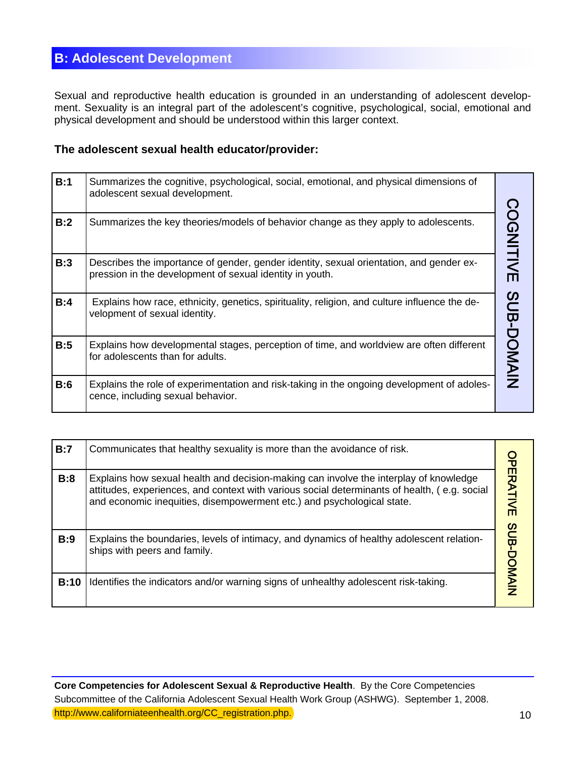## B: Adolescent Development

Sexual and reproductive health education is grounded in an understanding of adolescent development. Sexuality is an integral part of the adolescent's cognitive, psychological, social, emotional and physical development and should be understood within this larger context.

**The adolescent sexual health educator/provider:**

| | | |
|---|---|---|
| **B:1** | Summarizes the cognitive, psychological, social, emotional, and physical dimensions of adolescent sexual development. | COGNITIVE SUB-DOMAIN |
| **B:2** | Summarizes the key theories/models of behavior change as they apply to adolescents. | |
| **B:3** | Describes the importance of gender, gender identity, sexual orientation, and gender expression in the development of sexual identity in youth. | |
| **B:4** | Explains how race, ethnicity, genetics, spirituality, religion, and culture influence the development of sexual identity. | |
| **B:5** | Explains how developmental stages, perception of time, and worldview are often different for adolescents than for adults. | |
| **B:6** | Explains the role of experimentation and risk-taking in the ongoing development of adolescence, including sexual behavior. | |

| | | |
|---|---|---|
| **B:7** | Communicates that healthy sexuality is more than the avoidance of risk. | OPERATIVE SUB-DOMAIN |
| **B:8** | Explains how sexual health and decision-making can involve the interplay of knowledge attitudes, experiences, and context with various social determinants of health, ( e.g. social and economic inequities, disempowerment etc.) and psychological state. | |
| **B:9** | Explains the boundaries, levels of intimacy, and dynamics of healthy adolescent relationships with peers and family. | |
| **B:10** | Identifies the indicators and/or warning signs of unhealthy adolescent risk-taking. | |

**Core Competencies for Adolescent Sexual & Reproductive Health**. By the Core Competencies Subcommittee of the California Adolescent Sexual Health Work Group (ASHWG). September 1, 2008. http://www.californiateenhealth.org/CC_registration.php.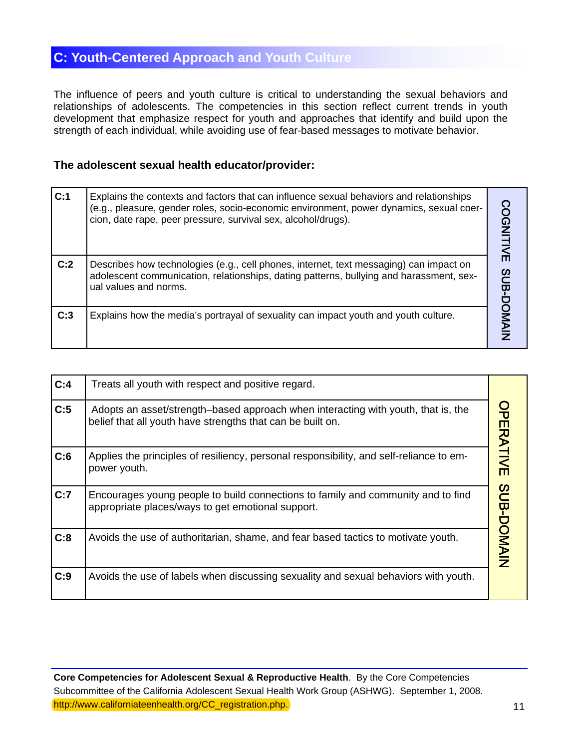## C: Youth-Centered Approach and Youth Culture

The influence of peers and youth culture is critical to understanding the sexual behaviors and relationships of adolescents. The competencies in this section reflect current trends in youth development that emphasize respect for youth and approaches that identify and build upon the strength of each individual, while avoiding use of fear-based messages to motivate behavior.

**The adolescent sexual health educator/provider:**

| | | |
|---|---|---|
| **C:1** | Explains the contexts and factors that can influence sexual behaviors and relationships (e.g., pleasure, gender roles, socio-economic environment, power dynamics, sexual coercion, date rape, peer pressure, survival sex, alcohol/drugs). | COGNITIVE SUB-DOMAIN |
| **C:2** | Describes how technologies (e.g., cell phones, internet, text messaging) can impact on adolescent communication, relationships, dating patterns, bullying and harassment, sexual values and norms. | |
| **C:3** | Explains how the media's portrayal of sexuality can impact youth and youth culture. | |

| | | |
|---|---|---|
| **C:4** | Treats all youth with respect and positive regard. | OPERATIVE SUB-DOMAIN |
| **C:5** | Adopts an asset/strength–based approach when interacting with youth, that is, the belief that all youth have strengths that can be built on. | |
| **C:6** | Applies the principles of resiliency, personal responsibility, and self-reliance to empower youth. | |
| **C:7** | Encourages young people to build connections to family and community and to find appropriate places/ways to get emotional support. | |
| **C:8** | Avoids the use of authoritarian, shame, and fear based tactics to motivate youth. | |
| **C:9** | Avoids the use of labels when discussing sexuality and sexual behaviors with youth. | |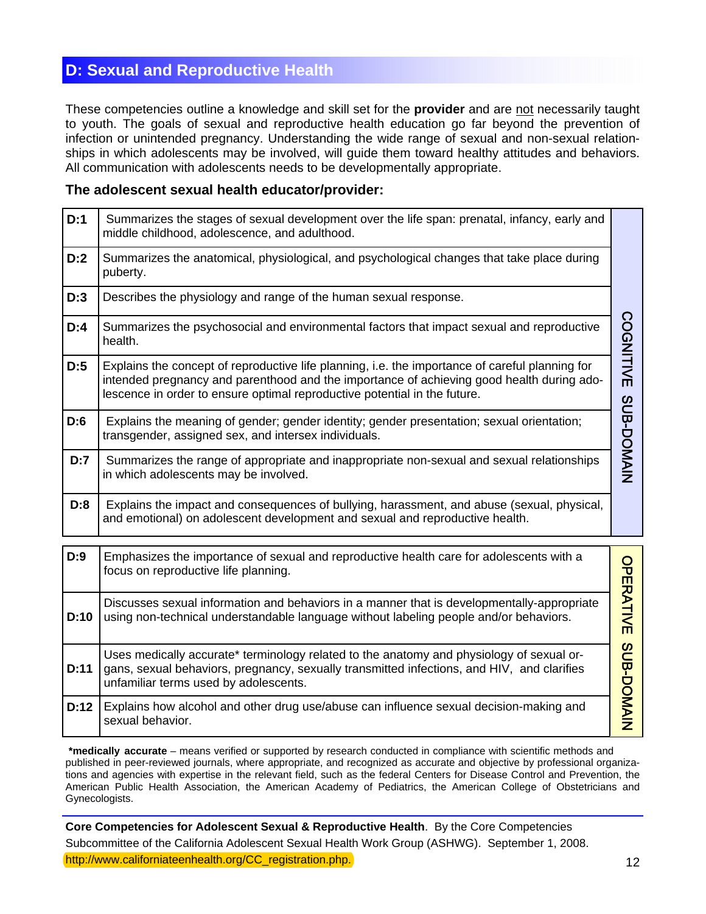## D: Sexual and Reproductive Health

These competencies outline a knowledge and skill set for the **provider** and are not necessarily taught to youth. The goals of sexual and reproductive health education go far beyond the prevention of infection or unintended pregnancy. Understanding the wide range of sexual and non-sexual relationships in which adolescents may be involved, will guide them toward healthy attitudes and behaviors. All communication with adolescents needs to be developmentally appropriate.

### The adolescent sexual health educator/provider:

| | | |
|---|---|---|
| **D:1** | Summarizes the stages of sexual development over the life span: prenatal, infancy, early and middle childhood, adolescence, and adulthood. | COGNITIVE SUB-DOMAIN |
| **D:2** | Summarizes the anatomical, physiological, and psychological changes that take place during puberty. | |
| **D:3** | Describes the physiology and range of the human sexual response. | |
| **D:4** | Summarizes the psychosocial and environmental factors that impact sexual and reproductive health. | |
| **D:5** | Explains the concept of reproductive life planning, i.e. the importance of careful planning for intended pregnancy and parenthood and the importance of achieving good health during adolescence in order to ensure optimal reproductive potential in the future. | |
| **D:6** | Explains the meaning of gender; gender identity; gender presentation; sexual orientation; transgender, assigned sex, and intersex individuals. | |
| **D:7** | Summarizes the range of appropriate and inappropriate non-sexual and sexual relationships in which adolescents may be involved. | |
| **D:8** | Explains the impact and consequences of bullying, harassment, and abuse (sexual, physical, and emotional) on adolescent development and sexual and reproductive health. | |

| | | |
|---|---|---|
| **D:9** | Emphasizes the importance of sexual and reproductive health care for adolescents with a focus on reproductive life planning. | OPERATIVE SUB-DOMAIN |
| **D:10** | Discusses sexual information and behaviors in a manner that is developmentally-appropriate using non-technical understandable language without labeling people and/or behaviors. | |
| **D:11** | Uses medically accurate* terminology related to the anatomy and physiology of sexual organs, sexual behaviors, pregnancy, sexually transmitted infections, and HIV, and clarifies unfamiliar terms used by adolescents. | |
| **D:12** | Explains how alcohol and other drug use/abuse can influence sexual decision-making and sexual behavior. | |

***medically accurate** – means verified or supported by research conducted in compliance with scientific methods and published in peer-reviewed journals, where appropriate, and recognized as accurate and objective by professional organizations and agencies with expertise in the relevant field, such as the federal Centers for Disease Control and Prevention, the American Public Health Association, the American Academy of Pediatrics, the American College of Obstetricians and Gynecologists.

**Core Competencies for Adolescent Sexual & Reproductive Health**. By the Core Competencies Subcommittee of the California Adolescent Sexual Health Work Group (ASHWG). September 1, 2008. http://www.californiateenhealth.org/CC_registration.php.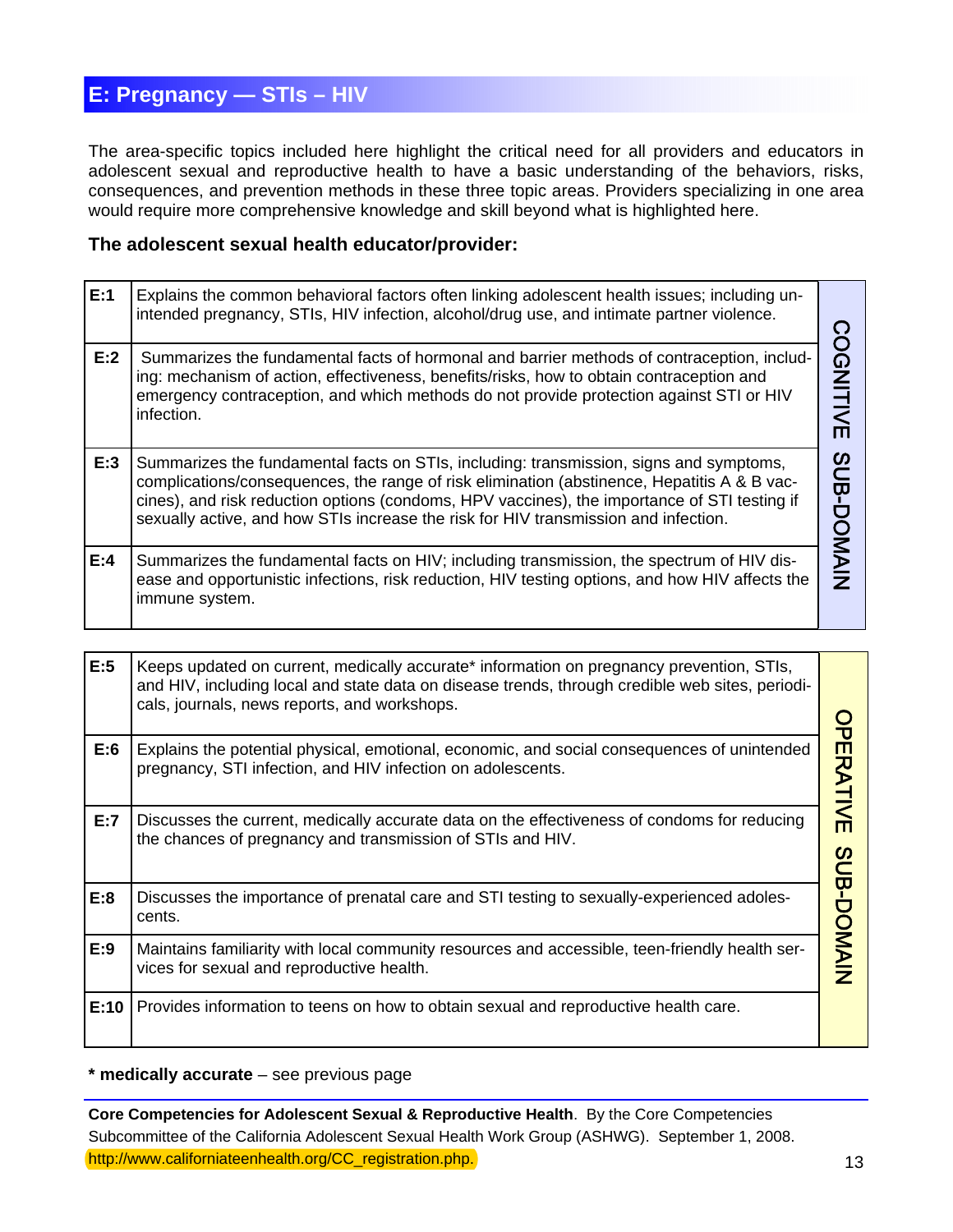## E: Pregnancy — STIs – HIV

The area-specific topics included here highlight the critical need for all providers and educators in adolescent sexual and reproductive health to have a basic understanding of the behaviors, risks, consequences, and prevention methods in these three topic areas. Providers specializing in one area would require more comprehensive knowledge and skill beyond what is highlighted here.

**The adolescent sexual health educator/provider:**

| | | |
|---|---|---|
| **E:1** | Explains the common behavioral factors often linking adolescent health issues; including unintended pregnancy, STIs, HIV infection, alcohol/drug use, and intimate partner violence. | COGNITIVE SUB-DOMAIN |
| **E:2** | Summarizes the fundamental facts of hormonal and barrier methods of contraception, including: mechanism of action, effectiveness, benefits/risks, how to obtain contraception and emergency contraception, and which methods do not provide protection against STI or HIV infection. | |
| **E:3** | Summarizes the fundamental facts on STIs, including: transmission, signs and symptoms, complications/consequences, the range of risk elimination (abstinence, Hepatitis A & B vaccines), and risk reduction options (condoms, HPV vaccines), the importance of STI testing if sexually active, and how STIs increase the risk for HIV transmission and infection. | |
| **E:4** | Summarizes the fundamental facts on HIV; including transmission, the spectrum of HIV disease and opportunistic infections, risk reduction, HIV testing options, and how HIV affects the immune system. | |

| | | |
|---|---|---|
| **E:5** | Keeps updated on current, medically accurate* information on pregnancy prevention, STIs, and HIV, including local and state data on disease trends, through credible web sites, periodicals, journals, news reports, and workshops. | OPERATIVE SUB-DOMAIN |
| **E:6** | Explains the potential physical, emotional, economic, and social consequences of unintended pregnancy, STI infection, and HIV infection on adolescents. | |
| **E:7** | Discusses the current, medically accurate data on the effectiveness of condoms for reducing the chances of pregnancy and transmission of STIs and HIV. | |
| **E:8** | Discusses the importance of prenatal care and STI testing to sexually-experienced adolescents. | |
| **E:9** | Maintains familiarity with local community resources and accessible, teen-friendly health services for sexual and reproductive health. | |
| **E:10** | Provides information to teens on how to obtain sexual and reproductive health care. | |

**\* medically accurate** – see previous page

**Core Competencies for Adolescent Sexual & Reproductive Health**. By the Core Competencies Subcommittee of the California Adolescent Sexual Health Work Group (ASHWG). September 1, 2008. http://www.californiateenhealth.org/CC_registration.php.